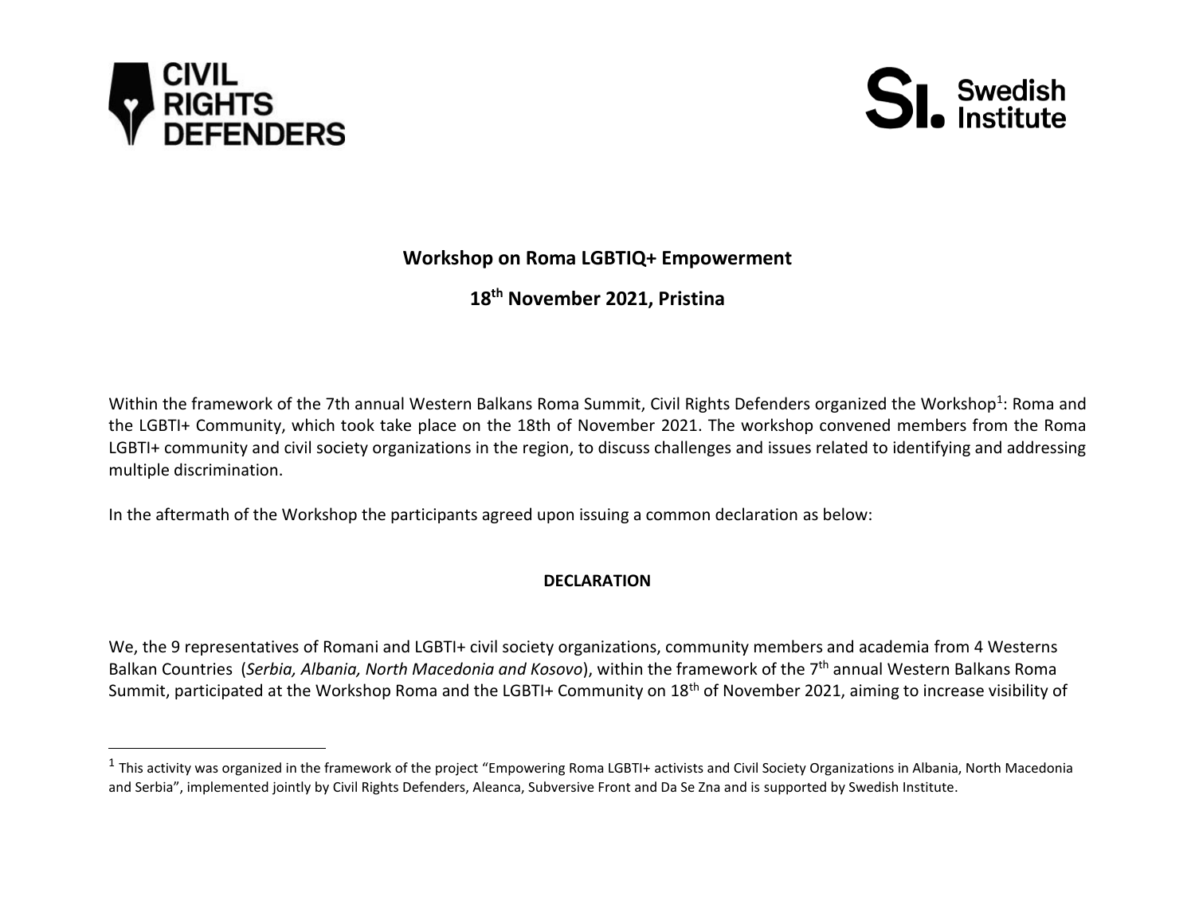**Workshop on Roma LGBTIQ+ Empowerment**

**18th November 2021, Pristina**

Within the framework of the 7th annual Western Balkans Roma Summit, Civil Rights Defenders organized the Workshop[1]: Roma and the LGBTI+ Community, which took take place on the 18th of November 2021. The workshop convened members from the Roma LGBTI+ community and civil society organizations in the region, to discuss challenges and issues related to identifying and addressing multiple discrimination.

In the aftermath of the Workshop the participants agreed upon issuing a common declaration as below:

**DECLARATION**

We, the 9 representatives of Romani and LGBTI+ civil society organizations, community members and academia from 4 Westerns Balkan Countries (*Serbia, Albania, North Macedonia and Kosovo*), within the framework of the 7th annual Western Balkans Roma Summit, participated at the Workshop Roma and the LGBTI+ Community on 18th of November 2021, aiming to increase visibility of

---

[1] This activity was organized in the framework of the project "Empowering Roma LGBTI+ activists and Civil Society Organizations in Albania, North Macedonia and Serbia", implemented jointly by Civil Rights Defenders, Aleanca, Subversive Front and Da Se Zna and is supported by Swedish Institute.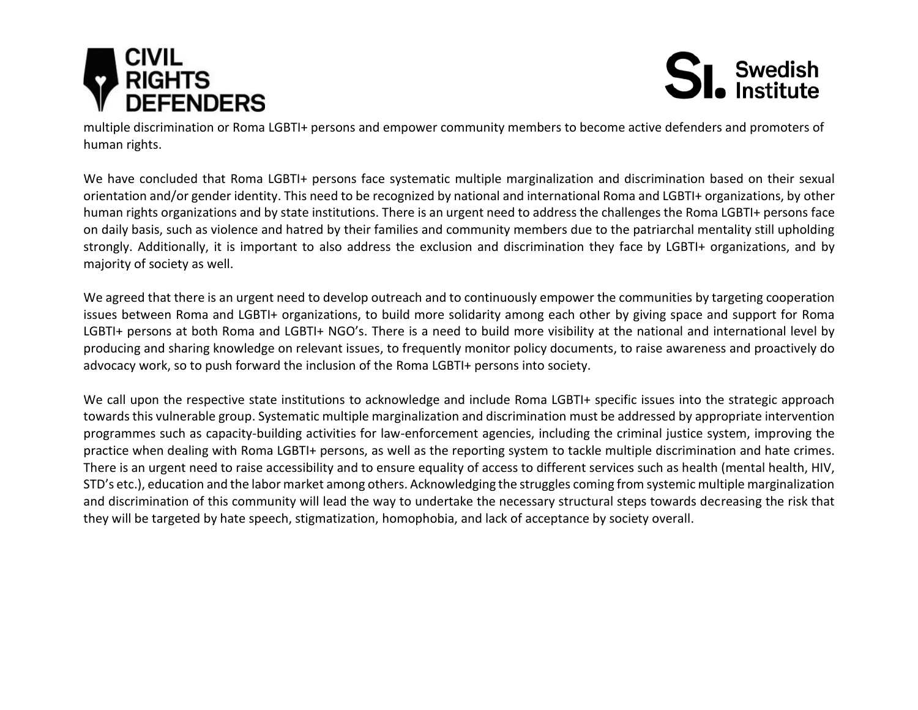multiple discrimination or Roma LGBTI+ persons and empower community members to become active defenders and promoters of human rights.

We have concluded that Roma LGBTI+ persons face systematic multiple marginalization and discrimination based on their sexual orientation and/or gender identity. This need to be recognized by national and international Roma and LGBTI+ organizations, by other human rights organizations and by state institutions. There is an urgent need to address the challenges the Roma LGBTI+ persons face on daily basis, such as violence and hatred by their families and community members due to the patriarchal mentality still upholding strongly. Additionally, it is important to also address the exclusion and discrimination they face by LGBTI+ organizations, and by majority of society as well.

We agreed that there is an urgent need to develop outreach and to continuously empower the communities by targeting cooperation issues between Roma and LGBTI+ organizations, to build more solidarity among each other by giving space and support for Roma LGBTI+ persons at both Roma and LGBTI+ NGO's. There is a need to build more visibility at the national and international level by producing and sharing knowledge on relevant issues, to frequently monitor policy documents, to raise awareness and proactively do advocacy work, so to push forward the inclusion of the Roma LGBTI+ persons into society.

We call upon the respective state institutions to acknowledge and include Roma LGBTI+ specific issues into the strategic approach towards this vulnerable group. Systematic multiple marginalization and discrimination must be addressed by appropriate intervention programmes such as capacity-building activities for law-enforcement agencies, including the criminal justice system, improving the practice when dealing with Roma LGBTI+ persons, as well as the reporting system to tackle multiple discrimination and hate crimes. There is an urgent need to raise accessibility and to ensure equality of access to different services such as health (mental health, HIV, STD's etc.), education and the labor market among others. Acknowledging the struggles coming from systemic multiple marginalization and discrimination of this community will lead the way to undertake the necessary structural steps towards decreasing the risk that they will be targeted by hate speech, stigmatization, homophobia, and lack of acceptance by society overall.